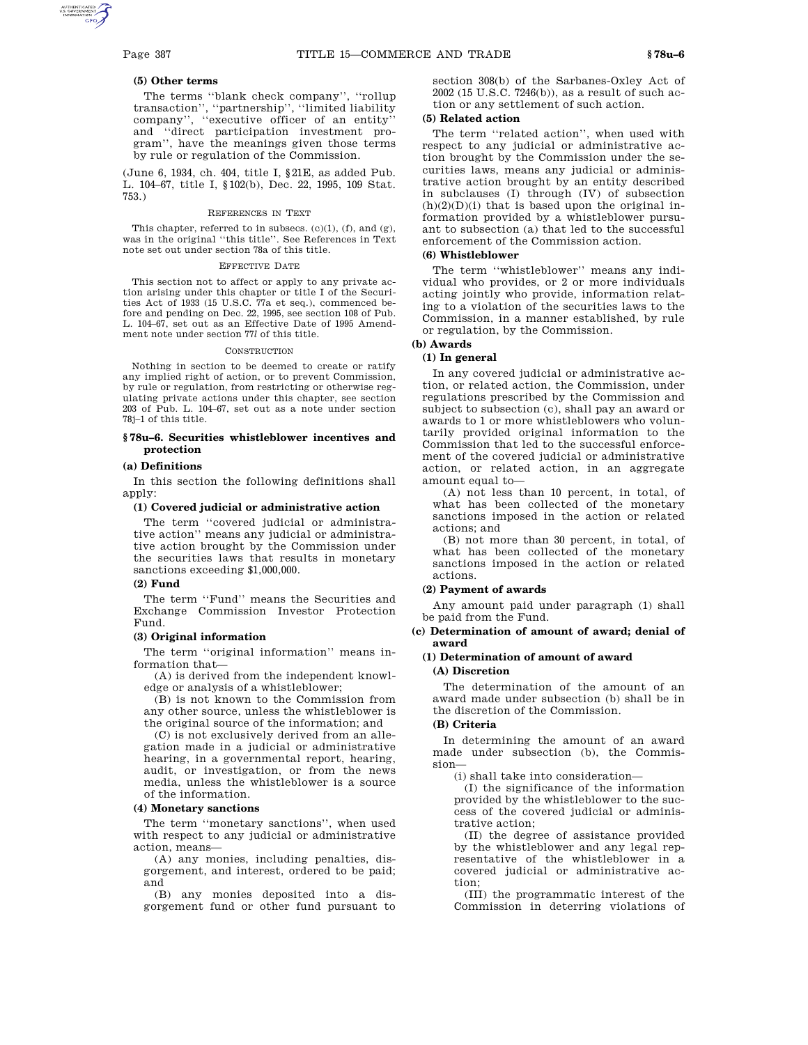**(5) Other terms**

The terms ''blank check company'', ''rollup transaction'', ''partnership'', ''limited liability company'', ''executive officer of an entity'' and ''direct participation investment program'', have the meanings given those terms by rule or regulation of the Commission.

(June 6, 1934, ch. 404, title I, §21E, as added Pub. L. 104–67, title I, §102(b), Dec. 22, 1995, 109 Stat. 753.)

REFERENCES IN TEXT

This chapter, referred to in subsecs. (c)(1), (f), and (g), was in the original ''this title''. See References in Text note set out under section 78a of this title.

EFFECTIVE DATE

This section not to affect or apply to any private action arising under this chapter or title I of the Securities Act of 1933 (15 U.S.C. 77a et seq.), commenced before and pending on Dec. 22, 1995, see section 108 of Pub. L. 104–67, set out as an Effective Date of 1995 Amendment note under section 77*l* of this title.

CONSTRUCTION

Nothing in section to be deemed to create or ratify any implied right of action, or to prevent Commission, by rule or regulation, from restricting or otherwise regulating private actions under this chapter, see section 203 of Pub. L. 104–67, set out as a note under section 78j–1 of this title.

## §78u–6. Securities whistleblower incentives and protection

### (a) Definitions

In this section the following definitions shall apply:

**(1) Covered judicial or administrative action**

The term ''covered judicial or administrative action'' means any judicial or administrative action brought by the Commission under the securities laws that results in monetary sanctions exceeding $1,000,000.

**(2) Fund**

The term ''Fund'' means the Securities and Exchange Commission Investor Protection Fund.

**(3) Original information**

The term ''original information'' means information that—

(A) is derived from the independent knowledge or analysis of a whistleblower;

(B) is not known to the Commission from any other source, unless the whistleblower is the original source of the information; and

(C) is not exclusively derived from an allegation made in a judicial or administrative hearing, in a governmental report, hearing, audit, or investigation, or from the news media, unless the whistleblower is a source of the information.

**(4) Monetary sanctions**

The term ''monetary sanctions'', when used with respect to any judicial or administrative action, means—

(A) any monies, including penalties, disgorgement, and interest, ordered to be paid; and

(B) any monies deposited into a disgorgement fund or other fund pursuant to section 308(b) of the Sarbanes-Oxley Act of 2002 (15 U.S.C. 7246(b)), as a result of such action or any settlement of such action.

**(5) Related action**

The term ''related action'', when used with respect to any judicial or administrative action brought by the Commission under the securities laws, means any judicial or administrative action brought by an entity described in subclauses (I) through (IV) of subsection (h)(2)(D)(i) that is based upon the original information provided by a whistleblower pursuant to subsection (a) that led to the successful enforcement of the Commission action.

**(6) Whistleblower**

The term ''whistleblower'' means any individual who provides, or 2 or more individuals acting jointly who provide, information relating to a violation of the securities laws to the Commission, in a manner established, by rule or regulation, by the Commission.

### (b) Awards

**(1) In general**

In any covered judicial or administrative action, or related action, the Commission, under regulations prescribed by the Commission and subject to subsection (c), shall pay an award or awards to 1 or more whistleblowers who voluntarily provided original information to the Commission that led to the successful enforcement of the covered judicial or administrative action, or related action, in an aggregate amount equal to—

(A) not less than 10 percent, in total, of what has been collected of the monetary sanctions imposed in the action or related actions; and

(B) not more than 30 percent, in total, of what has been collected of the monetary sanctions imposed in the action or related actions.

**(2) Payment of awards**

Any amount paid under paragraph (1) shall be paid from the Fund.

### (c) Determination of amount of award; denial of award

**(1) Determination of amount of award**

**(A) Discretion**

The determination of the amount of an award made under subsection (b) shall be in the discretion of the Commission.

**(B) Criteria**

In determining the amount of an award made under subsection (b), the Commission—

(i) shall take into consideration—

(I) the significance of the information provided by the whistleblower to the success of the covered judicial or administrative action;

(II) the degree of assistance provided by the whistleblower and any legal representative of the whistleblower in a covered judicial or administrative action;

(III) the programmatic interest of the Commission in deterring violations of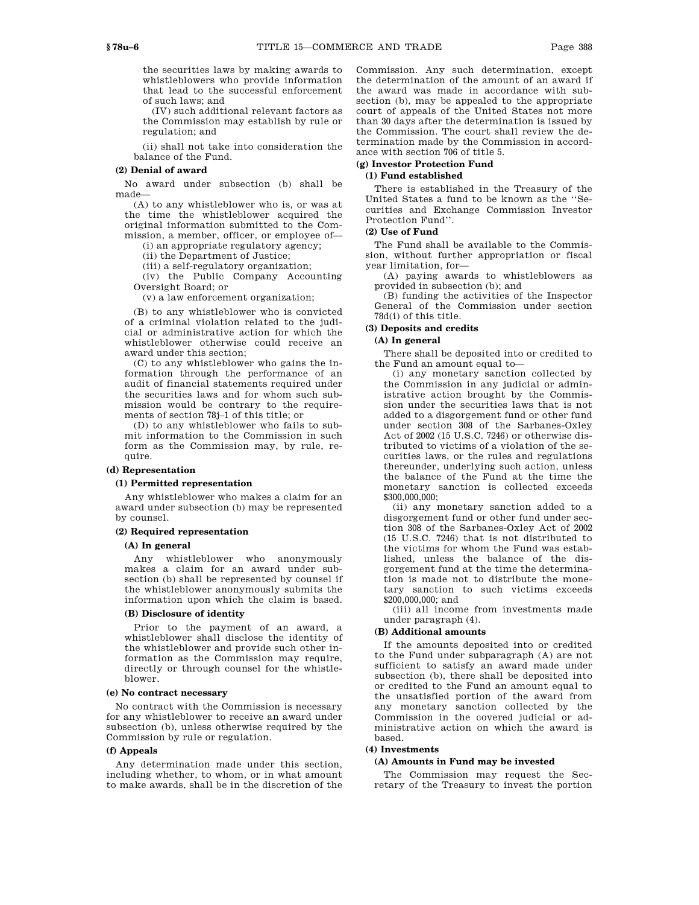the securities laws by making awards to whistleblowers who provide information that lead to the successful enforcement of such laws; and

(IV) such additional relevant factors as the Commission may establish by rule or regulation; and

(ii) shall not take into consideration the balance of the Fund.

**(2) Denial of award**

No award under subsection (b) shall be made—

(A) to any whistleblower who is, or was at the time the whistleblower acquired the original information submitted to the Commission, a member, officer, or employee of—

(i) an appropriate regulatory agency;

(ii) the Department of Justice;

(iii) a self-regulatory organization;

(iv) the Public Company Accounting Oversight Board; or

(v) a law enforcement organization;

(B) to any whistleblower who is convicted of a criminal violation related to the judicial or administrative action for which the whistleblower otherwise could receive an award under this section;

(C) to any whistleblower who gains the information through the performance of an audit of financial statements required under the securities laws and for whom such submission would be contrary to the requirements of section 78j–1 of this title; or

(D) to any whistleblower who fails to submit information to the Commission in such form as the Commission may, by rule, require.

**(d) Representation**

**(1) Permitted representation**

Any whistleblower who makes a claim for an award under subsection (b) may be represented by counsel.

**(2) Required representation**

**(A) In general**

Any whistleblower who anonymously makes a claim for an award under subsection (b) shall be represented by counsel if the whistleblower anonymously submits the information upon which the claim is based.

**(B) Disclosure of identity**

Prior to the payment of an award, a whistleblower shall disclose the identity of the whistleblower and provide such other information as the Commission may require, directly or through counsel for the whistleblower.

**(e) No contract necessary**

No contract with the Commission is necessary for any whistleblower to receive an award under subsection (b), unless otherwise required by the Commission by rule or regulation.

**(f) Appeals**

Any determination made under this section, including whether, to whom, or in what amount to make awards, shall be in the discretion of the Commission. Any such determination, except the determination of the amount of an award if the award was made in accordance with subsection (b), may be appealed to the appropriate court of appeals of the United States not more than 30 days after the determination is issued by the Commission. The court shall review the determination made by the Commission in accordance with section 706 of title 5.

**(g) Investor Protection Fund**

**(1) Fund established**

There is established in the Treasury of the United States a fund to be known as the "Securities and Exchange Commission Investor Protection Fund".

**(2) Use of Fund**

The Fund shall be available to the Commission, without further appropriation or fiscal year limitation, for—

(A) paying awards to whistleblowers as provided in subsection (b); and

(B) funding the activities of the Inspector General of the Commission under section 78d(i) of this title.

**(3) Deposits and credits**

**(A) In general**

There shall be deposited into or credited to the Fund an amount equal to—

(i) any monetary sanction collected by the Commission in any judicial or administrative action brought by the Commission under the securities laws that is not added to a disgorgement fund or other fund under section 308 of the Sarbanes-Oxley Act of 2002 (15 U.S.C. 7246) or otherwise distributed to victims of a violation of the securities laws, or the rules and regulations thereunder, underlying such action, unless the balance of the Fund at the time the monetary sanction is collected exceeds $300,000,000;

(ii) any monetary sanction added to a disgorgement fund or other fund under section 308 of the Sarbanes-Oxley Act of 2002 (15 U.S.C. 7246) that is not distributed to the victims for whom the Fund was established, unless the balance of the disgorgement fund at the time the determination is made not to distribute the monetary sanction to such victims exceeds $200,000,000; and

(iii) all income from investments made under paragraph (4).

**(B) Additional amounts**

If the amounts deposited into or credited to the Fund under subparagraph (A) are not sufficient to satisfy an award made under subsection (b), there shall be deposited into or credited to the Fund an amount equal to the unsatisfied portion of the award from any monetary sanction collected by the Commission in the covered judicial or administrative action on which the award is based.

**(4) Investments**

**(A) Amounts in Fund may be invested**

The Commission may request the Secretary of the Treasury to invest the portion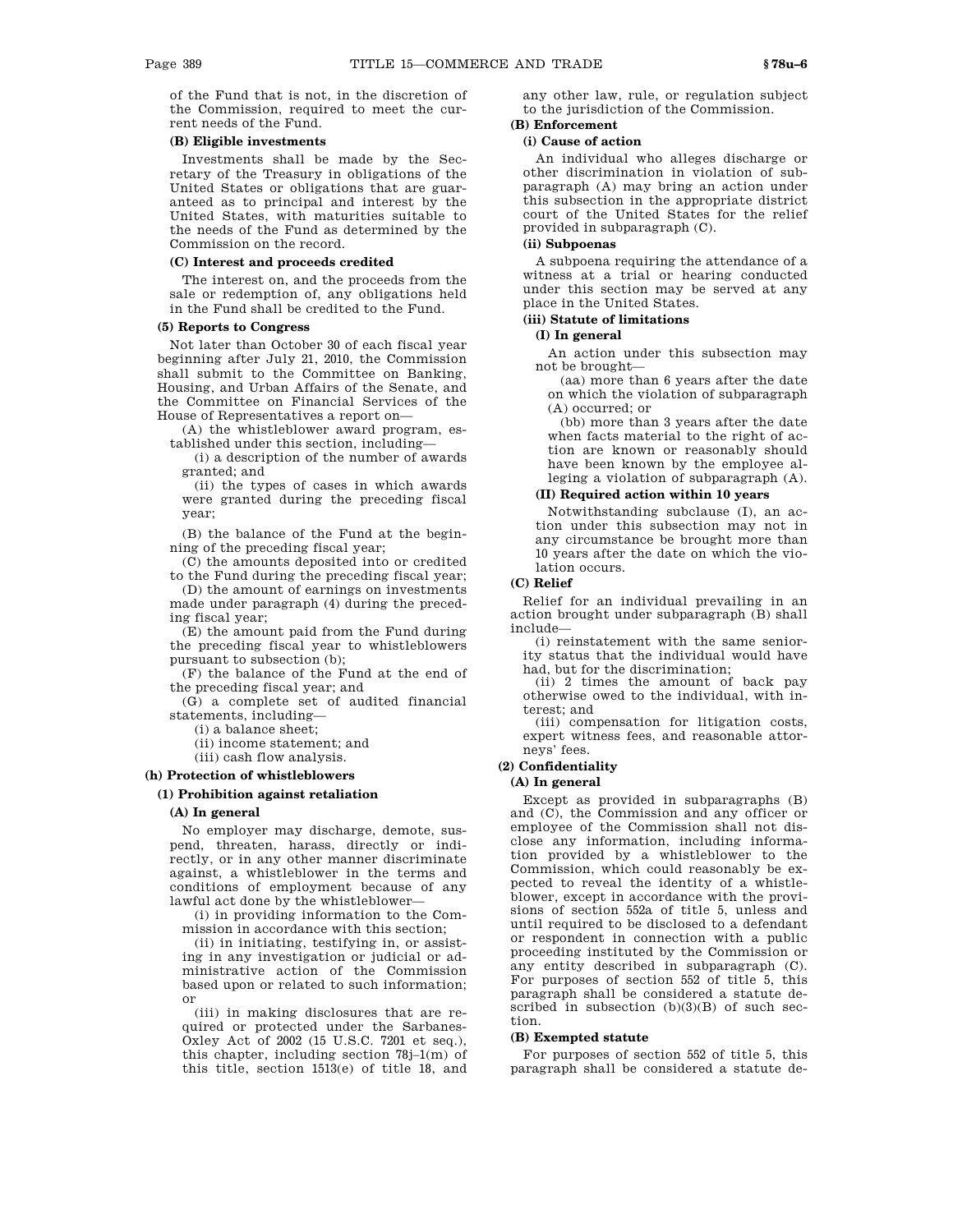of the Fund that is not, in the discretion of the Commission, required to meet the current needs of the Fund.

**(B) Eligible investments**

Investments shall be made by the Secretary of the Treasury in obligations of the United States or obligations that are guaranteed as to principal and interest by the United States, with maturities suitable to the needs of the Fund as determined by the Commission on the record.

**(C) Interest and proceeds credited**

The interest on, and the proceeds from the sale or redemption of, any obligations held in the Fund shall be credited to the Fund.

**(5) Reports to Congress**

Not later than October 30 of each fiscal year beginning after July 21, 2010, the Commission shall submit to the Committee on Banking, Housing, and Urban Affairs of the Senate, and the Committee on Financial Services of the House of Representatives a report on—

(A) the whistleblower award program, established under this section, including—

(i) a description of the number of awards granted; and

(ii) the types of cases in which awards were granted during the preceding fiscal year;

(B) the balance of the Fund at the beginning of the preceding fiscal year;

(C) the amounts deposited into or credited to the Fund during the preceding fiscal year;

(D) the amount of earnings on investments made under paragraph (4) during the preceding fiscal year;

(E) the amount paid from the Fund during the preceding fiscal year to whistleblowers pursuant to subsection (b);

(F) the balance of the Fund at the end of the preceding fiscal year; and

(G) a complete set of audited financial statements, including—

(i) a balance sheet;

(ii) income statement; and

(iii) cash flow analysis.

**(h) Protection of whistleblowers**

**(1) Prohibition against retaliation**

**(A) In general**

No employer may discharge, demote, suspend, threaten, harass, directly or indirectly, or in any other manner discriminate against, a whistleblower in the terms and conditions of employment because of any lawful act done by the whistleblower—

(i) in providing information to the Commission in accordance with this section;

(ii) in initiating, testifying in, or assisting in any investigation or judicial or administrative action of the Commission based upon or related to such information; or

(iii) in making disclosures that are required or protected under the Sarbanes-Oxley Act of 2002 (15 U.S.C. 7201 et seq.), this chapter, including section 78j–1(m) of this title, section 1513(e) of title 18, and any other law, rule, or regulation subject to the jurisdiction of the Commission.

**(B) Enforcement**

**(i) Cause of action**

An individual who alleges discharge or other discrimination in violation of subparagraph (A) may bring an action under this subsection in the appropriate district court of the United States for the relief provided in subparagraph (C).

**(ii) Subpoenas**

A subpoena requiring the attendance of a witness at a trial or hearing conducted under this section may be served at any place in the United States.

**(iii) Statute of limitations**

**(I) In general**

An action under this subsection may not be brought—

(aa) more than 6 years after the date on which the violation of subparagraph (A) occurred; or

(bb) more than 3 years after the date when facts material to the right of action are known or reasonably should have been known by the employee alleging a violation of subparagraph (A).

**(II) Required action within 10 years**

Notwithstanding subclause (I), an action under this subsection may not in any circumstance be brought more than 10 years after the date on which the violation occurs.

**(C) Relief**

Relief for an individual prevailing in an action brought under subparagraph (B) shall include—

(i) reinstatement with the same seniority status that the individual would have had, but for the discrimination;

(ii) 2 times the amount of back pay otherwise owed to the individual, with interest; and

(iii) compensation for litigation costs, expert witness fees, and reasonable attorneys' fees.

**(2) Confidentiality**

**(A) In general**

Except as provided in subparagraphs (B) and (C), the Commission and any officer or employee of the Commission shall not disclose any information, including information provided by a whistleblower to the Commission, which could reasonably be expected to reveal the identity of a whistleblower, except in accordance with the provisions of section 552a of title 5, unless and until required to be disclosed to a defendant or respondent in connection with a public proceeding instituted by the Commission or any entity described in subparagraph (C). For purposes of section 552 of title 5, this paragraph shall be considered a statute described in subsection (b)(3)(B) of such section.

**(B) Exempted statute**

For purposes of section 552 of title 5, this paragraph shall be considered a statute de-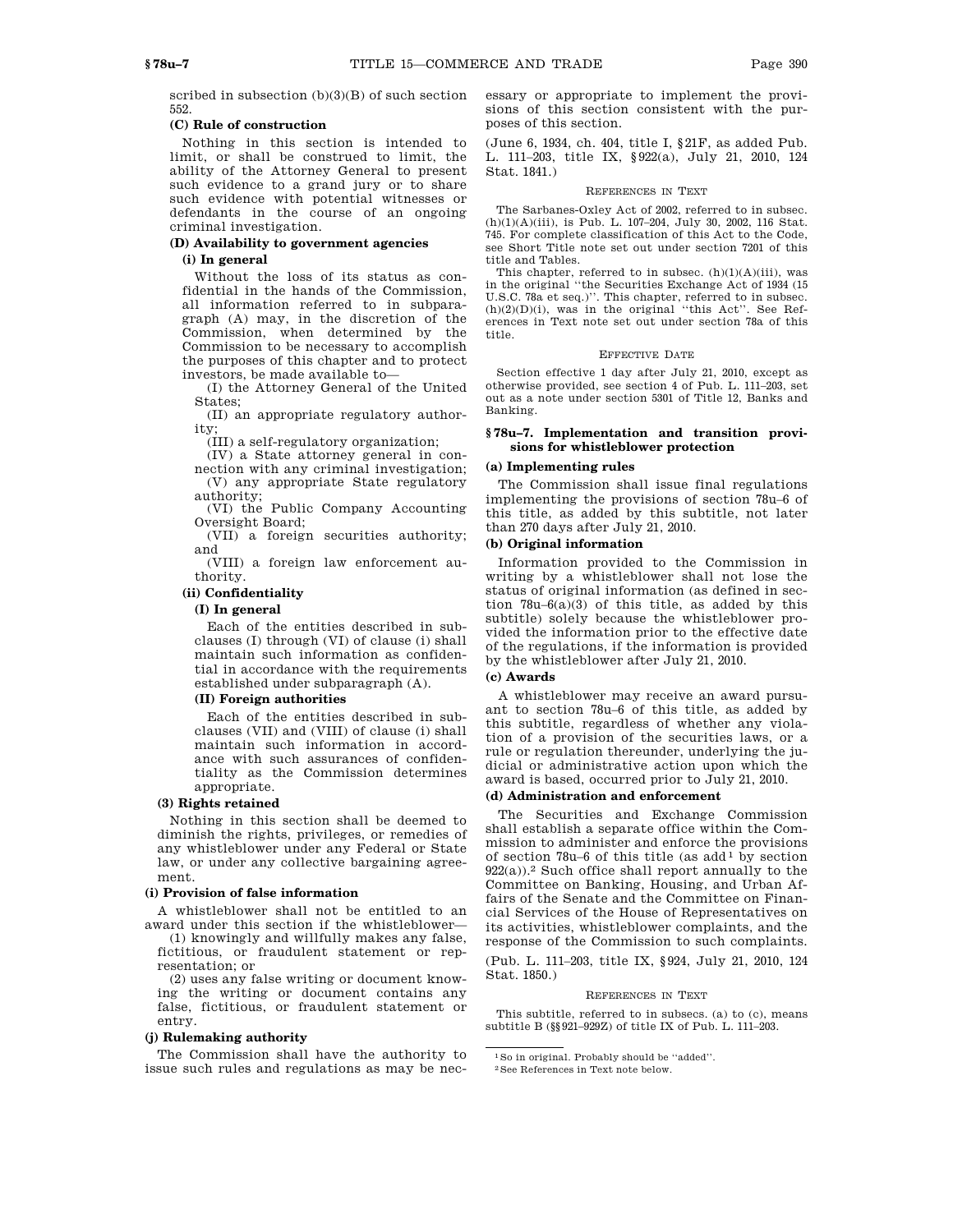scribed in subsection (b)(3)(B) of such section 552.

**(C) Rule of construction**

Nothing in this section is intended to limit, or shall be construed to limit, the ability of the Attorney General to present such evidence to a grand jury or to share such evidence with potential witnesses or defendants in the course of an ongoing criminal investigation.

**(D) Availability to government agencies**

**(i) In general**

Without the loss of its status as confidential in the hands of the Commission, all information referred to in subparagraph (A) may, in the discretion of the Commission, when determined by the Commission to be necessary to accomplish the purposes of this chapter and to protect investors, be made available to—

(I) the Attorney General of the United States;

(II) an appropriate regulatory authority;

(III) a self-regulatory organization;

(IV) a State attorney general in connection with any criminal investigation;

(V) any appropriate State regulatory authority;

(VI) the Public Company Accounting Oversight Board;

(VII) a foreign securities authority; and

(VIII) a foreign law enforcement authority.

**(ii) Confidentiality**

**(I) In general**

Each of the entities described in subclauses (I) through (VI) of clause (i) shall maintain such information as confidential in accordance with the requirements established under subparagraph (A).

**(II) Foreign authorities**

Each of the entities described in subclauses (VII) and (VIII) of clause (i) shall maintain such information in accordance with such assurances of confidentiality as the Commission determines appropriate.

**(3) Rights retained**

Nothing in this section shall be deemed to diminish the rights, privileges, or remedies of any whistleblower under any Federal or State law, or under any collective bargaining agreement.

**(i) Provision of false information**

A whistleblower shall not be entitled to an award under this section if the whistleblower—

(1) knowingly and willfully makes any false, fictitious, or fraudulent statement or representation; or

(2) uses any false writing or document knowing the writing or document contains any false, fictitious, or fraudulent statement or entry.

**(j) Rulemaking authority**

The Commission shall have the authority to issue such rules and regulations as may be necessary or appropriate to implement the provisions of this section consistent with the purposes of this section.

(June 6, 1934, ch. 404, title I, §21F, as added Pub. L. 111–203, title IX, §922(a), July 21, 2010, 124 Stat. 1841.)

REFERENCES IN TEXT

The Sarbanes-Oxley Act of 2002, referred to in subsec. (h)(1)(A)(iii), is Pub. L. 107–204, July 30, 2002, 116 Stat. 745. For complete classification of this Act to the Code, see Short Title note set out under section 7201 of this title and Tables.

This chapter, referred to in subsec. (h)(1)(A)(iii), was in the original "the Securities Exchange Act of 1934 (15 U.S.C. 78a et seq.)". This chapter, referred to in subsec. (h)(2)(D)(i), was in the original "this Act". See References in Text note set out under section 78a of this title.

EFFECTIVE DATE

Section effective 1 day after July 21, 2010, except as otherwise provided, see section 4 of Pub. L. 111–203, set out as a note under section 5301 of Title 12, Banks and Banking.

## §78u–7. Implementation and transition provisions for whistleblower protection

**(a) Implementing rules**

The Commission shall issue final regulations implementing the provisions of section 78u–6 of this title, as added by this subtitle, not later than 270 days after July 21, 2010.

**(b) Original information**

Information provided to the Commission in writing by a whistleblower shall not lose the status of original information (as defined in section 78u–6(a)(3) of this title, as added by this subtitle) solely because the whistleblower provided the information prior to the effective date of the regulations, if the information is provided by the whistleblower after July 21, 2010.

**(c) Awards**

A whistleblower may receive an award pursuant to section 78u–6 of this title, as added by this subtitle, regardless of whether any violation of a provision of the securities laws, or a rule or regulation thereunder, underlying the judicial or administrative action upon which the award is based, occurred prior to July 21, 2010.

**(d) Administration and enforcement**

The Securities and Exchange Commission shall establish a separate office within the Commission to administer and enforce the provisions of section 78u–6 of this title (as add[1] by section 922(a)).[2] Such office shall report annually to the Committee on Banking, Housing, and Urban Affairs of the Senate and the Committee on Financial Services of the House of Representatives on its activities, whistleblower complaints, and the response of the Commission to such complaints.

(Pub. L. 111–203, title IX, §924, July 21, 2010, 124 Stat. 1850.)

REFERENCES IN TEXT

This subtitle, referred to in subsecs. (a) to (c), means subtitle B (§§921–929Z) of title IX of Pub. L. 111–203.

[1] So in original. Probably should be "added".

[2] See References in Text note below.